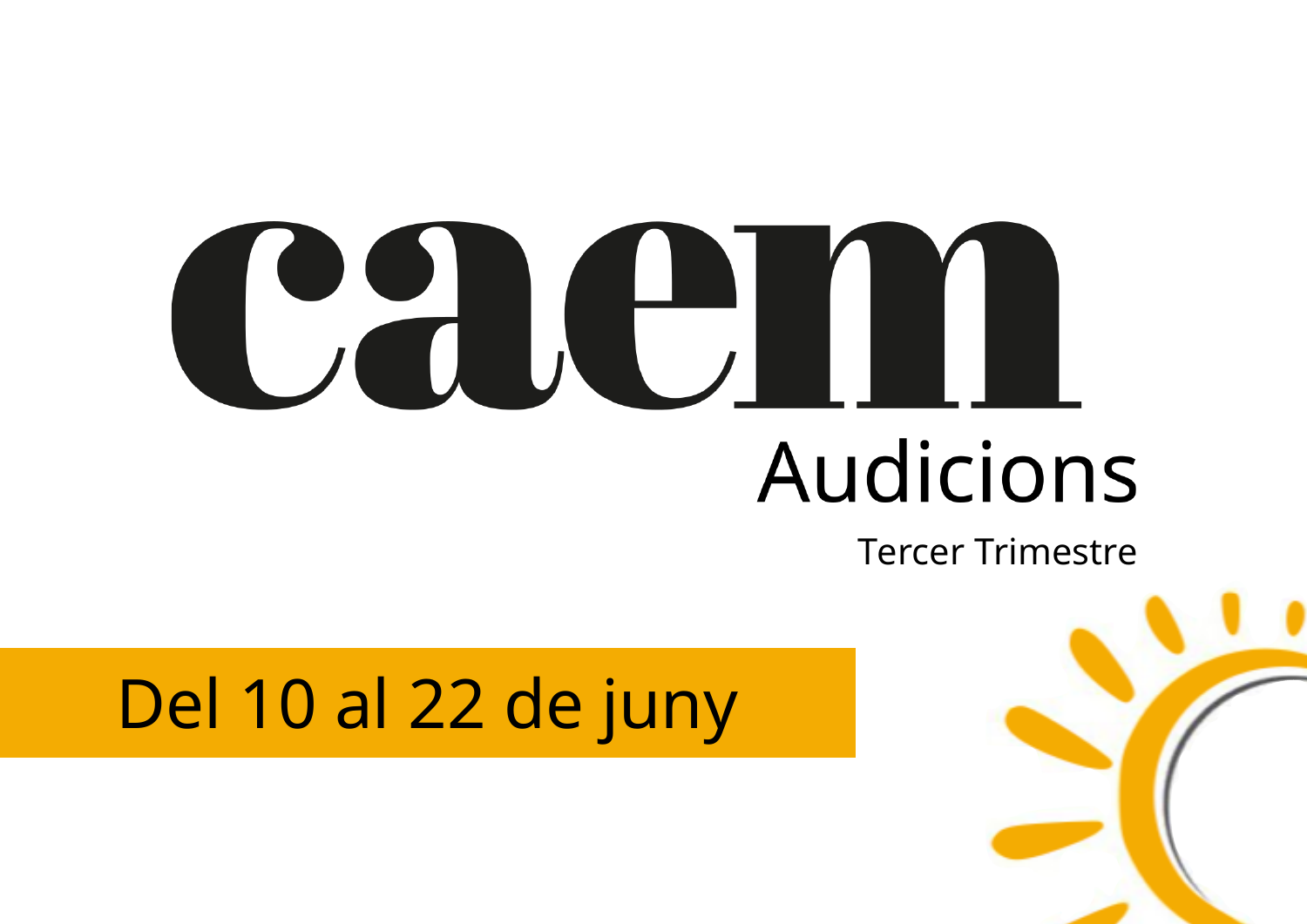# caem

## Audicions

Tercer Trimestre

Del 10 al 22 de juny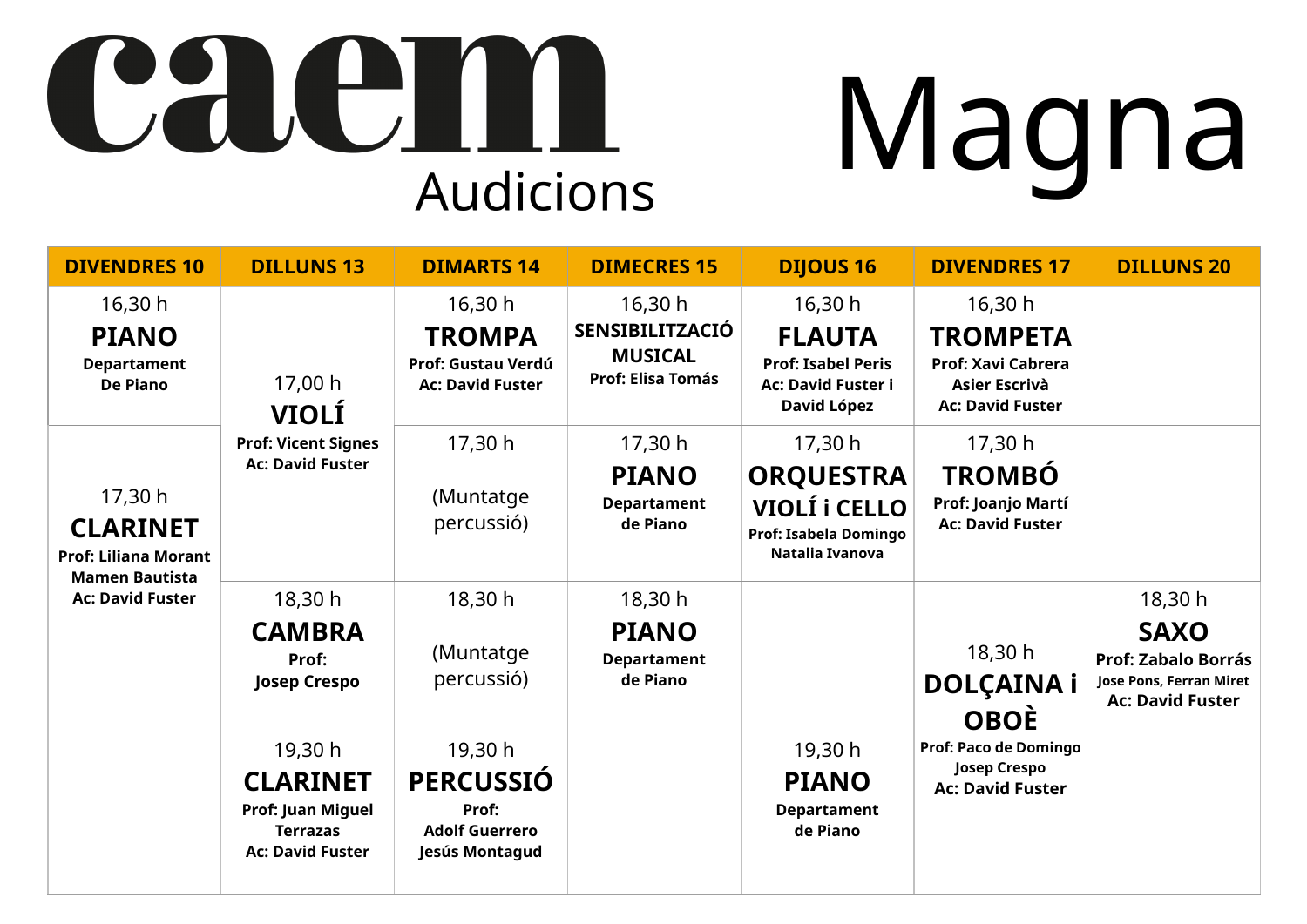# caem Audicions

# Magna

| DIVENDRES 10 | DILLUNS 13 | DIMARTS 14 | DIMECRES 15 | DIJOUS 16 | DIVENDRES 17 | DILLUNS 20 |
|---|---|---|---|---|---|---|
| 16,30 h **PIANO** **Departament De Piano** | 17,00 h **VIOLÍ** **Prof: Vicent Signes** **Ac: David Fuster** | 16,30 h **TROMPA** **Prof: Gustau Verdú** **Ac: David Fuster** | 16,30 h **SENSIBILITZACIÓ MUSICAL** **Prof: Elisa Tomás** | 16,30 h **FLAUTA** **Prof: Isabel Peris** **Ac: David Fuster i David López** | 16,30 h **TROMPETA** **Prof: Xavi Cabrera Asier Escrivà** **Ac: David Fuster** | |
| 17,30 h **CLARINET** **Prof: Liliana Morant Mamen Bautista** **Ac: David Fuster** | | 17,30 h (Muntatge percussió) | 17,30 h **PIANO** **Departament de Piano** | 17,30 h **ORQUESTRA VIOLÍ i CELLO** **Prof: Isabela Domingo Natalia Ivanova** | 17,30 h **TROMBÓ** **Prof: Joanjo Martí** **Ac: David Fuster** | |
| | 18,30 h **CAMBRA** **Prof: Josep Crespo** | 18,30 h (Muntatge percussió) | 18,30 h **PIANO** **Departament de Piano** | | 18,30 h **DOLÇAINA i OBOÈ** **Prof: Paco de Domingo Josep Crespo** **Ac: David Fuster** | 18,30 h **SAXO** **Prof: Zabalo Borrás** **Jose Pons, Ferran Miret** **Ac: David Fuster** |
| | 19,30 h **CLARINET** **Prof: Juan Miguel Terrazas** **Ac: David Fuster** | 19,30 h **PERCUSSIÓ** **Prof: Adolf Guerrero Jesús Montagud** | | 19,30 h **PIANO** **Departament de Piano** | | |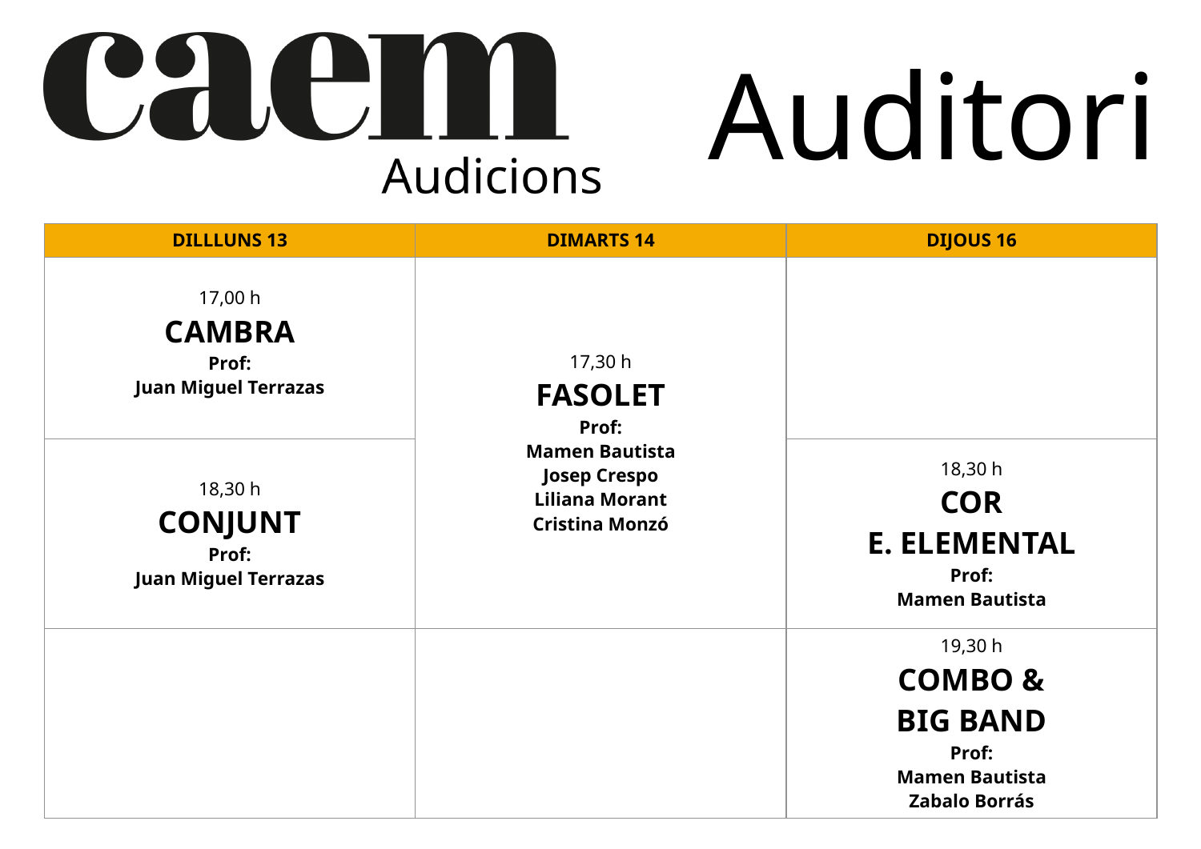# caem

Audicions

# Auditori

| DILLLUNS 13 | DIMARTS 14 | DIJOUS 16 |
|---|---|---|
| 17,00 h<br>**CAMBRA**<br>**Prof:**<br>**Juan Miguel Terrazas** | 17,30 h<br>**FASOLET**<br>**Prof:**<br>**Mamen Bautista**<br>**Josep Crespo**<br>**Liliana Morant**<br>**Cristina Monzó** | |
| 18,30 h<br>**CONJUNT**<br>**Prof:**<br>**Juan Miguel Terrazas** | | 18,30 h<br>**COR**<br>**E. ELEMENTAL**<br>**Prof:**<br>**Mamen Bautista** |
| | | 19,30 h<br>**COMBO &**<br>**BIG BAND**<br>**Prof:**<br>**Mamen Bautista**<br>**Zabalo Borrás** |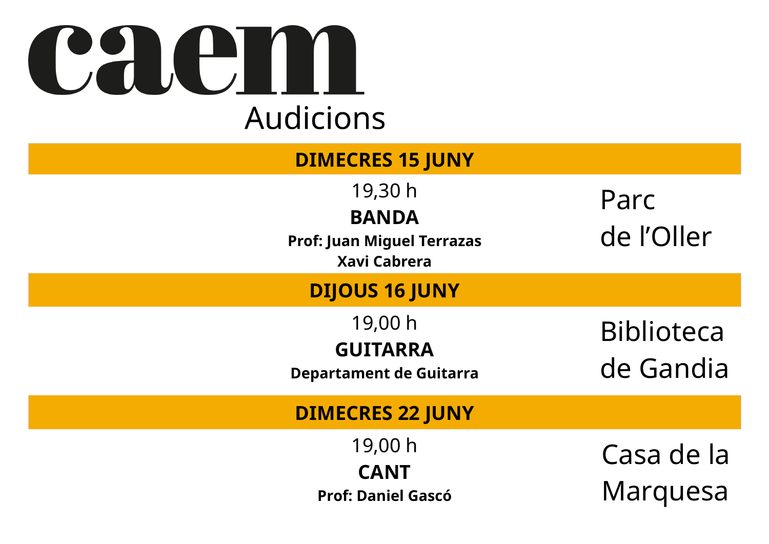# caem

## Audicions

### DIMECRES 15 JUNY

19,30 h

**BANDA**

**Prof: Juan Miguel Terrazas**
**Xavi Cabrera**

Parc
de l'Oller

### DIJOUS 16 JUNY

19,00 h

**GUITARRA**

**Departament de Guitarra**

Biblioteca
de Gandia

### DIMECRES 22 JUNY

19,00 h

**CANT**

**Prof: Daniel Gascó**

Casa de la
Marquesa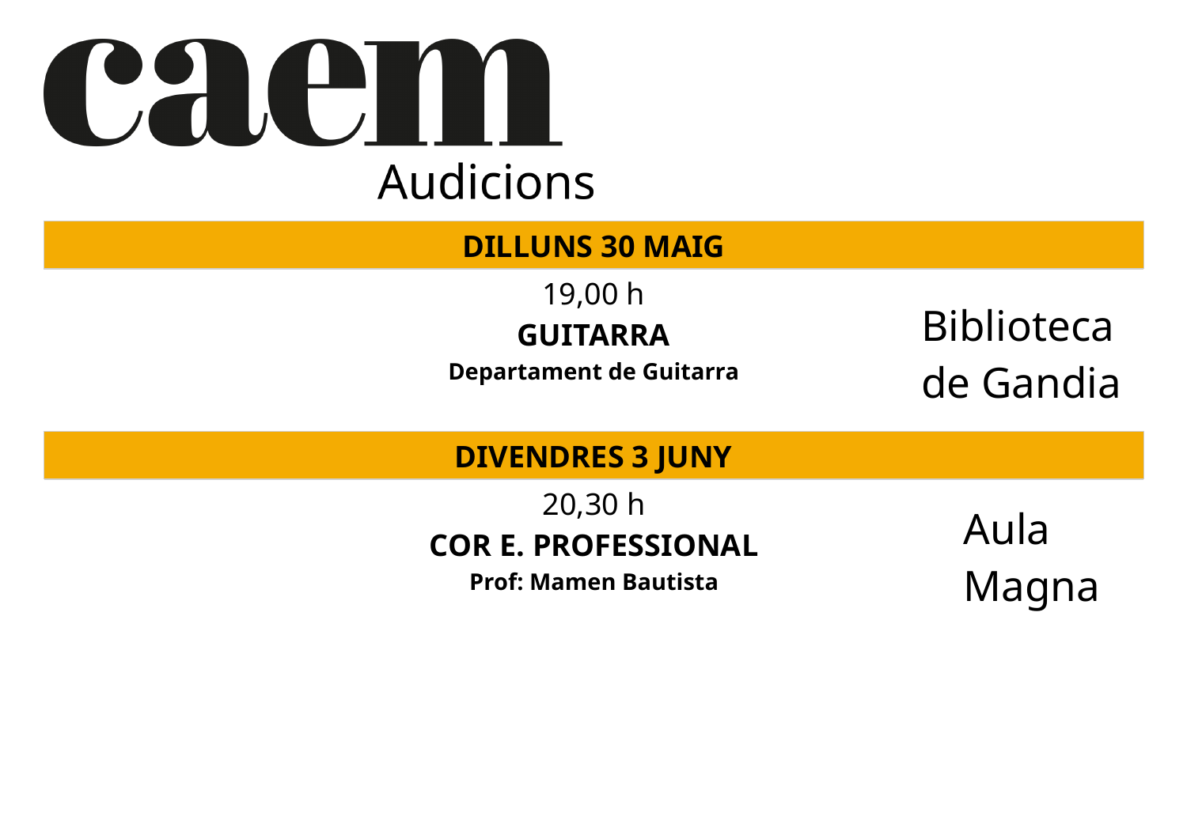# caem

## Audicions

**DILLUNS 30 MAIG**

19,00 h

**GUITARRA**

**Departament de Guitarra**

Biblioteca de Gandia

**DIVENDRES 3 JUNY**

20,30 h

**COR E. PROFESSIONAL**

**Prof: Mamen Bautista**

Aula Magna